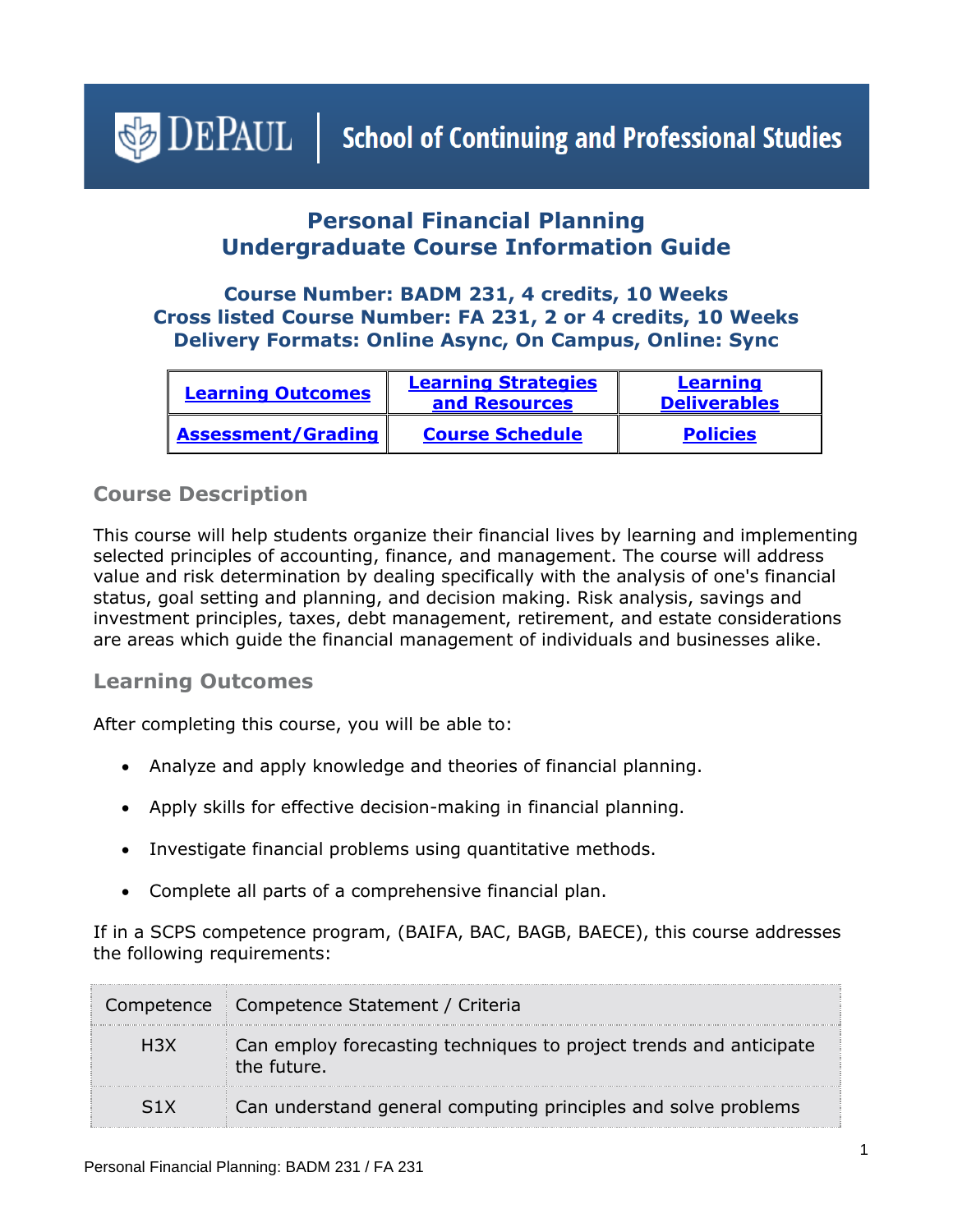DePaul | School of Continuing and Professional Studies

# Personal Financial Planning
# Undergraduate Course Information Guide

### Course Number: BADM 231, 4 credits, 10 Weeks
### Cross listed Course Number: FA 231, 2 or 4 credits, 10 Weeks
### Delivery Formats: Online Async, On Campus, Online: Sync

| Learning Outcomes | Learning Strategies and Resources | Learning Deliverables |
|---|---|---|
| Assessment/Grading | Course Schedule | Policies |

## Course Description

This course will help students organize their financial lives by learning and implementing selected principles of accounting, finance, and management. The course will address value and risk determination by dealing specifically with the analysis of one's financial status, goal setting and planning, and decision making. Risk analysis, savings and investment principles, taxes, debt management, retirement, and estate considerations are areas which guide the financial management of individuals and businesses alike.

## Learning Outcomes

After completing this course, you will be able to:

- Analyze and apply knowledge and theories of financial planning.
- Apply skills for effective decision-making in financial planning.
- Investigate financial problems using quantitative methods.
- Complete all parts of a comprehensive financial plan.

If in a SCPS competence program, (BAIFA, BAC, BAGB, BAECE), this course addresses the following requirements:

| Competence | Competence Statement / Criteria |
|---|---|
| H3X | Can employ forecasting techniques to project trends and anticipate the future. |
| S1X | Can understand general computing principles and solve problems |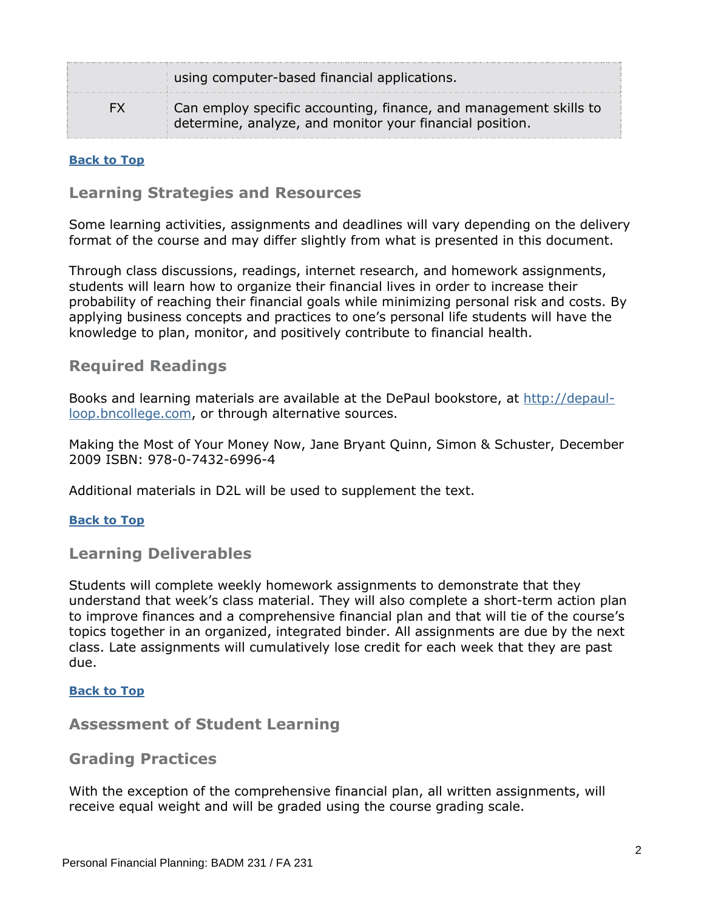|  |  |
|---|---|
|  | using computer-based financial applications. |
| FX | Can employ specific accounting, finance, and management skills to determine, analyze, and monitor your financial position. |

**Back to Top**

## Learning Strategies and Resources

Some learning activities, assignments and deadlines will vary depending on the delivery format of the course and may differ slightly from what is presented in this document.

Through class discussions, readings, internet research, and homework assignments, students will learn how to organize their financial lives in order to increase their probability of reaching their financial goals while minimizing personal risk and costs. By applying business concepts and practices to one's personal life students will have the knowledge to plan, monitor, and positively contribute to financial health.

## Required Readings

Books and learning materials are available at the DePaul bookstore, at http://depaul-loop.bncollege.com, or through alternative sources.

Making the Most of Your Money Now, Jane Bryant Quinn, Simon & Schuster, December 2009 ISBN: 978-0-7432-6996-4

Additional materials in D2L will be used to supplement the text.

**Back to Top**

## Learning Deliverables

Students will complete weekly homework assignments to demonstrate that they understand that week's class material. They will also complete a short-term action plan to improve finances and a comprehensive financial plan and that will tie of the course's topics together in an organized, integrated binder. All assignments are due by the next class. Late assignments will cumulatively lose credit for each week that they are past due.

**Back to Top**

## Assessment of Student Learning

## Grading Practices

With the exception of the comprehensive financial plan, all written assignments, will receive equal weight and will be graded using the course grading scale.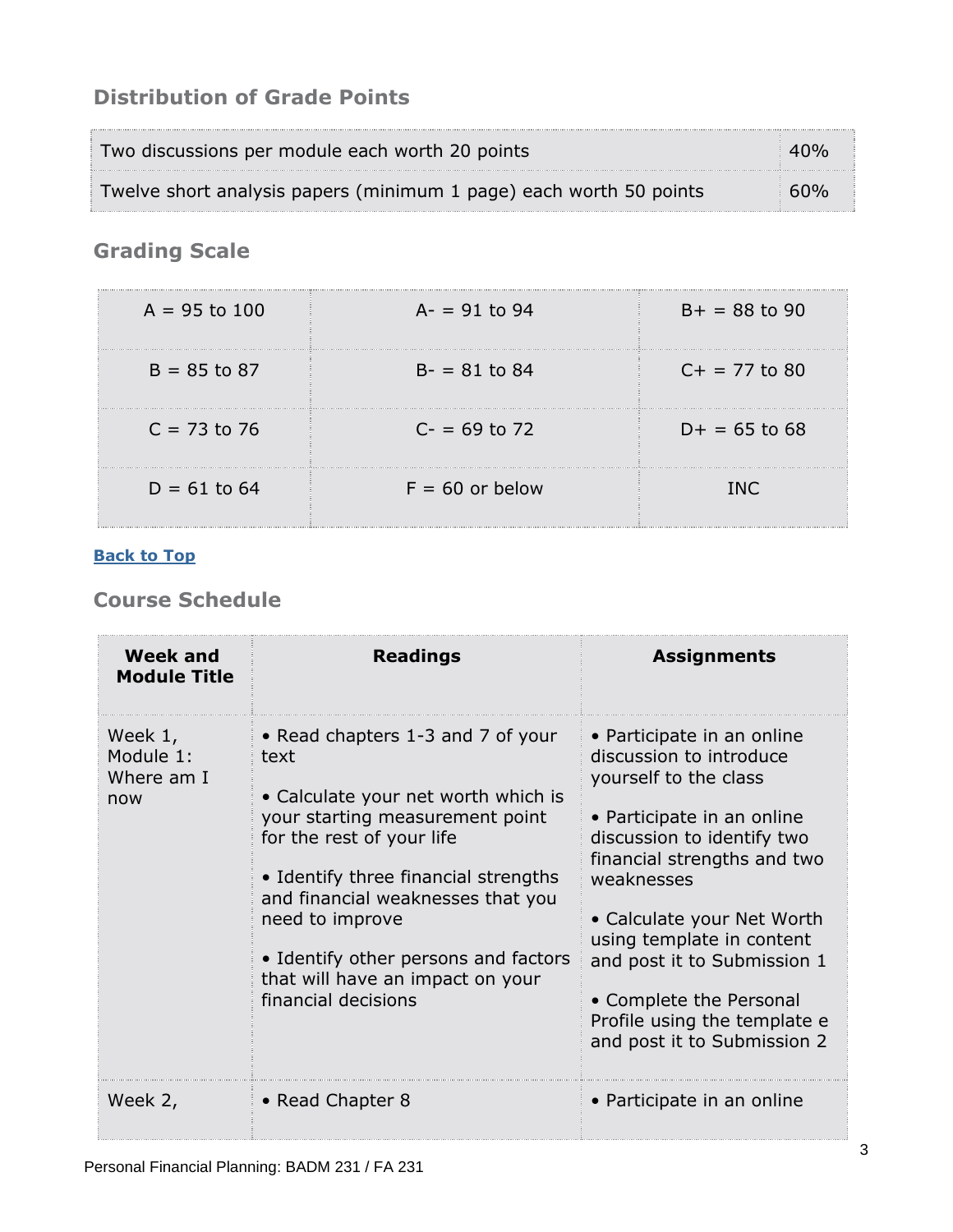### Distribution of Grade Points

| | |
|---|---|
| Two discussions per module each worth 20 points | 40% |
| Twelve short analysis papers (minimum 1 page) each worth 50 points | 60% |

### Grading Scale

| | | |
|---|---|---|
| A = 95 to 100 | A- = 91 to 94 | B+ = 88 to 90 |
| B = 85 to 87 | B- = 81 to 84 | C+ = 77 to 80 |
| C = 73 to 76 | C- = 69 to 72 | D+ = 65 to 68 |
| D = 61 to 64 | F = 60 or below | INC |

**Back to Top**

### Course Schedule

| Week and Module Title | Readings | Assignments |
|---|---|---|
| Week 1, Module 1: Where am I now | • Read chapters 1-3 and 7 of your text<br><br>• Calculate your net worth which is your starting measurement point for the rest of your life<br><br>• Identify three financial strengths and financial weaknesses that you need to improve<br><br>• Identify other persons and factors that will have an impact on your financial decisions | • Participate in an online discussion to introduce yourself to the class<br><br>• Participate in an online discussion to identify two financial strengths and two weaknesses<br><br>• Calculate your Net Worth using template in content and post it to Submission 1<br><br>• Complete the Personal Profile using the template e and post it to Submission 2 |
| Week 2, | • Read Chapter 8 | • Participate in an online |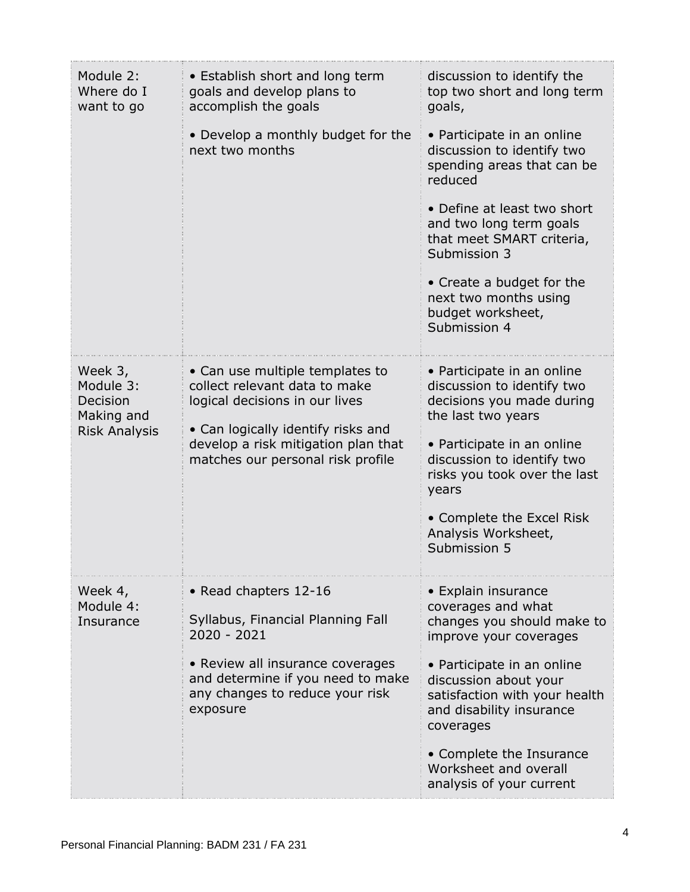| | | |
|---|---|---|
| Module 2: Where do I want to go | • Establish short and long term goals and develop plans to accomplish the goals<br><br>• Develop a monthly budget for the next two months | discussion to identify the top two short and long term goals,<br><br>• Participate in an online discussion to identify two spending areas that can be reduced<br><br>• Define at least two short and two long term goals that meet SMART criteria, Submission 3<br><br>• Create a budget for the next two months using budget worksheet, Submission 4 |
| Week 3, Module 3: Decision Making and Risk Analysis | • Can use multiple templates to collect relevant data to make logical decisions in our lives<br><br>• Can logically identify risks and develop a risk mitigation plan that matches our personal risk profile | • Participate in an online discussion to identify two decisions you made during the last two years<br><br>• Participate in an online discussion to identify two risks you took over the last years<br><br>• Complete the Excel Risk Analysis Worksheet, Submission 5 |
| Week 4, Module 4: Insurance | • Read chapters 12-16<br><br>Syllabus, Financial Planning Fall 2020 - 2021<br><br>• Review all insurance coverages and determine if you need to make any changes to reduce your risk exposure | • Explain insurance coverages and what changes you should make to improve your coverages<br><br>• Participate in an online discussion about your satisfaction with your health and disability insurance coverages<br><br>• Complete the Insurance Worksheet and overall analysis of your current |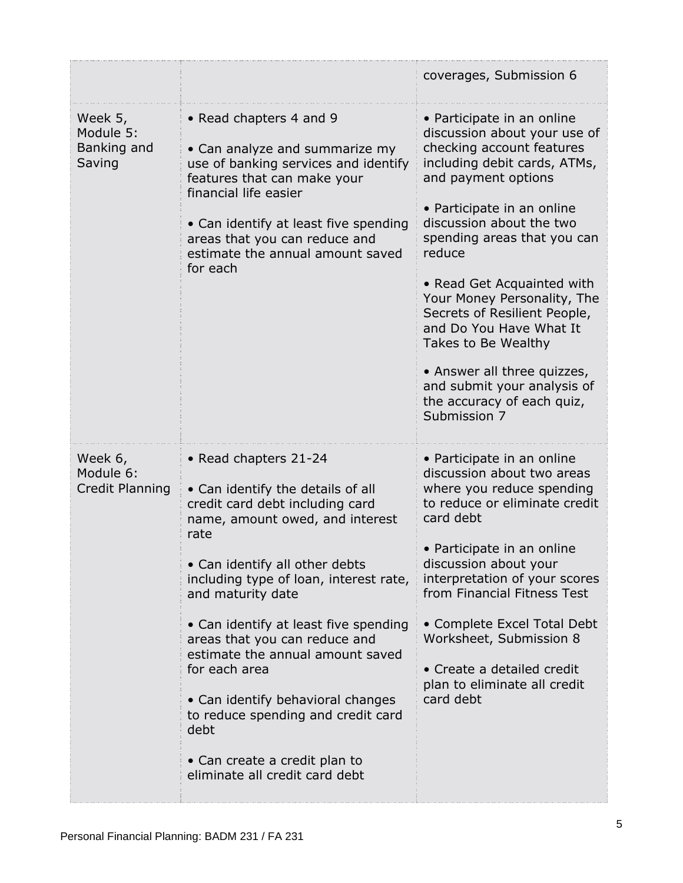| | | |
|---|---|---|
| | | coverages, Submission 6 |
| Week 5, Module 5: Banking and Saving | • Read chapters 4 and 9<br><br>• Can analyze and summarize my use of banking services and identify features that can make your financial life easier<br><br>• Can identify at least five spending areas that you can reduce and estimate the annual amount saved for each | • Participate in an online discussion about your use of checking account features including debit cards, ATMs, and payment options<br><br>• Participate in an online discussion about the two spending areas that you can reduce<br><br>• Read Get Acquainted with Your Money Personality, The Secrets of Resilient People, and Do You Have What It Takes to Be Wealthy<br><br>• Answer all three quizzes, and submit your analysis of the accuracy of each quiz, Submission 7 |
| Week 6, Module 6: Credit Planning | • Read chapters 21-24<br><br>• Can identify the details of all credit card debt including card name, amount owed, and interest rate<br><br>• Can identify all other debts including type of loan, interest rate, and maturity date<br><br>• Can identify at least five spending areas that you can reduce and estimate the annual amount saved for each area<br><br>• Can identify behavioral changes to reduce spending and credit card debt<br><br>• Can create a credit plan to eliminate all credit card debt | • Participate in an online discussion about two areas where you reduce spending to reduce or eliminate credit card debt<br><br>• Participate in an online discussion about your interpretation of your scores from Financial Fitness Test<br><br>• Complete Excel Total Debt Worksheet, Submission 8<br><br>• Create a detailed credit plan to eliminate all credit card debt |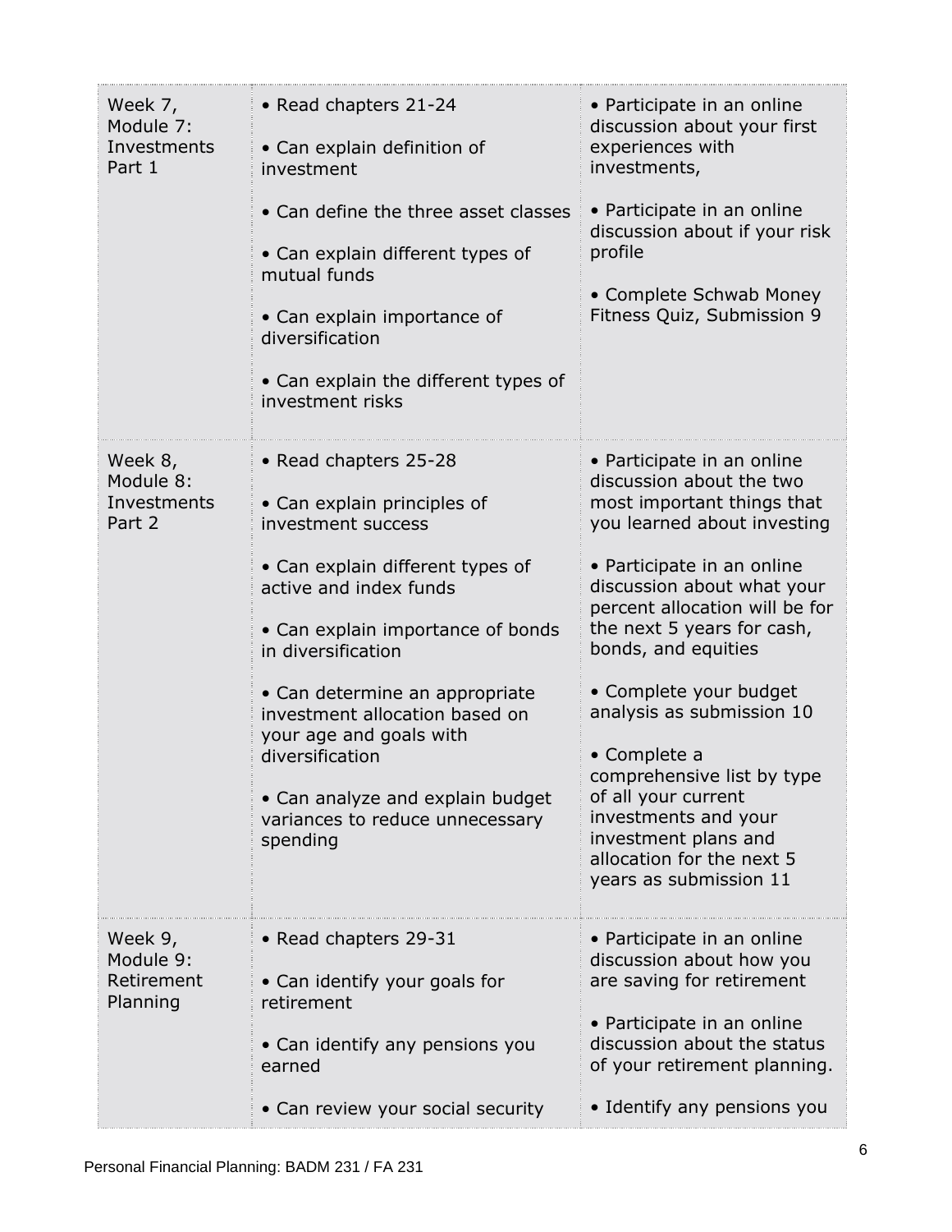| | | |
|---|---|---|
| Week 7, Module 7: Investments Part 1 | • Read chapters 21-24<br><br>• Can explain definition of investment<br><br>• Can define the three asset classes<br><br>• Can explain different types of mutual funds<br><br>• Can explain importance of diversification<br><br>• Can explain the different types of investment risks | • Participate in an online discussion about your first experiences with investments,<br><br>• Participate in an online discussion about if your risk profile<br><br>• Complete Schwab Money Fitness Quiz, Submission 9 |
| Week 8, Module 8: Investments Part 2 | • Read chapters 25-28<br><br>• Can explain principles of investment success<br><br>• Can explain different types of active and index funds<br><br>• Can explain importance of bonds in diversification<br><br>• Can determine an appropriate investment allocation based on your age and goals with diversification<br><br>• Can analyze and explain budget variances to reduce unnecessary spending | • Participate in an online discussion about the two most important things that you learned about investing<br><br>• Participate in an online discussion about what your percent allocation will be for the next 5 years for cash, bonds, and equities<br><br>• Complete your budget analysis as submission 10<br><br>• Complete a comprehensive list by type of all your current investments and your investment plans and allocation for the next 5 years as submission 11 |
| Week 9, Module 9: Retirement Planning | • Read chapters 29-31<br><br>• Can identify your goals for retirement<br><br>• Can identify any pensions you earned<br><br>• Can review your social security | • Participate in an online discussion about how you are saving for retirement<br><br>• Participate in an online discussion about the status of your retirement planning.<br><br>• Identify any pensions you |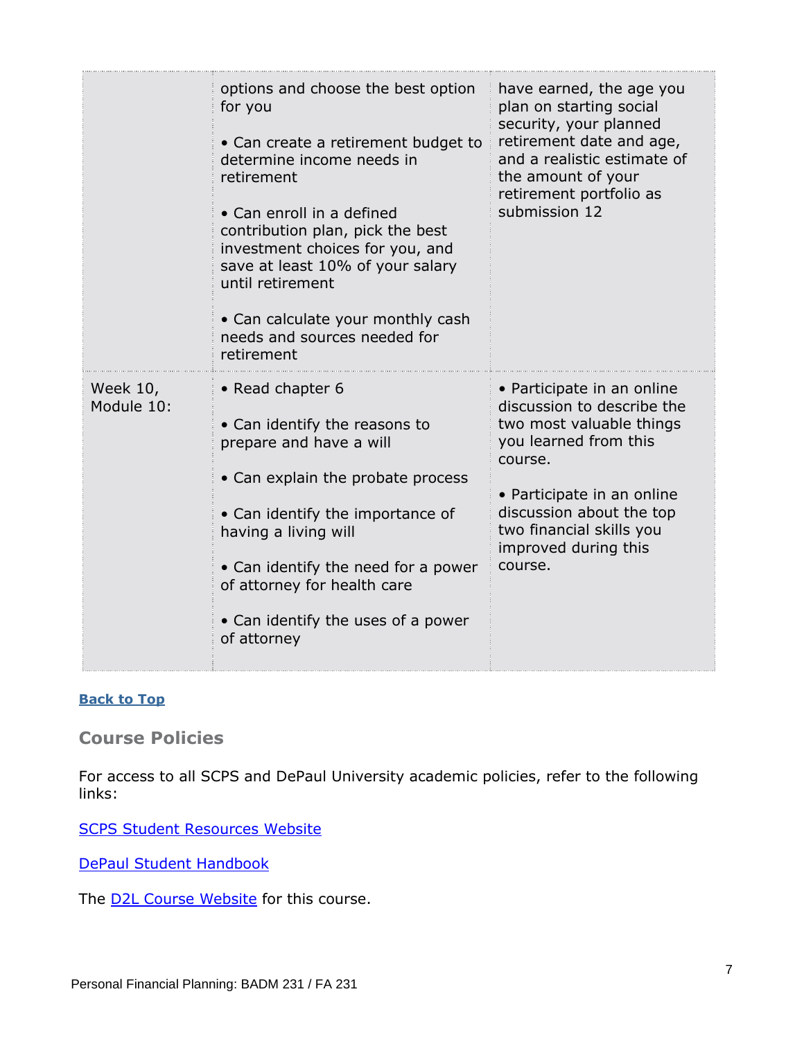| | | |
|---|---|---|
| | options and choose the best option for you<br><br>• Can create a retirement budget to determine income needs in retirement<br><br>• Can enroll in a defined contribution plan, pick the best investment choices for you, and save at least 10% of your salary until retirement<br><br>• Can calculate your monthly cash needs and sources needed for retirement | have earned, the age you plan on starting social security, your planned retirement date and age, and a realistic estimate of the amount of your retirement portfolio as submission 12 |
| Week 10, Module 10: | • Read chapter 6<br><br>• Can identify the reasons to prepare and have a will<br><br>• Can explain the probate process<br><br>• Can identify the importance of having a living will<br><br>• Can identify the need for a power of attorney for health care<br><br>• Can identify the uses of a power of attorney | • Participate in an online discussion to describe the two most valuable things you learned from this course.<br><br>• Participate in an online discussion about the top two financial skills you improved during this course. |

**Back to Top**

## Course Policies

For access to all SCPS and DePaul University academic policies, refer to the following links:

SCPS Student Resources Website

DePaul Student Handbook

The D2L Course Website for this course.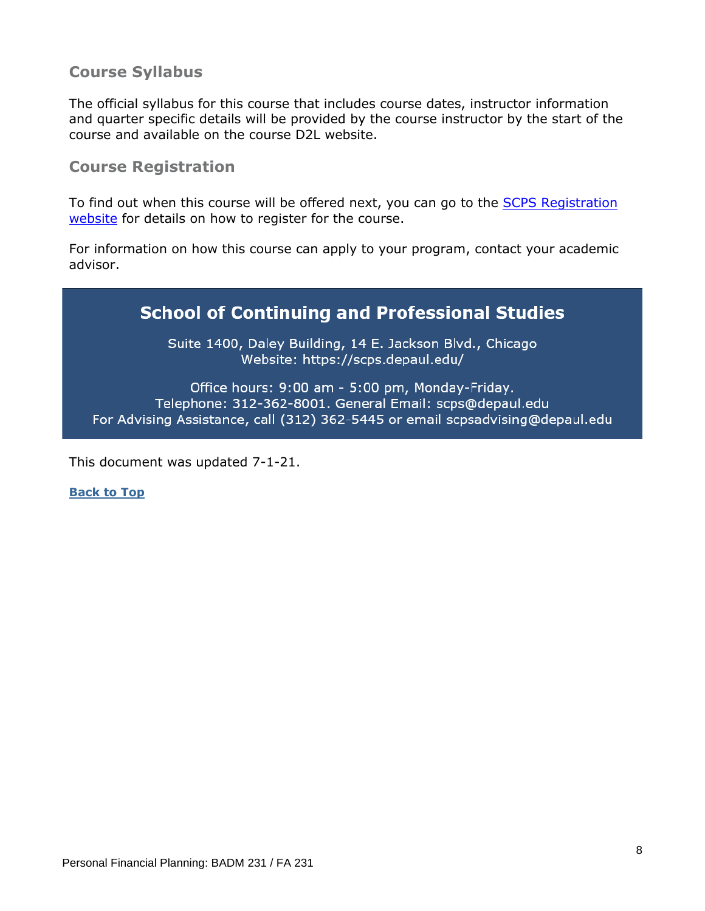## Course Syllabus

The official syllabus for this course that includes course dates, instructor information and quarter specific details will be provided by the course instructor by the start of the course and available on the course D2L website.

## Course Registration

To find out when this course will be offered next, you can go to the SCPS Registration website for details on how to register for the course.

For information on how this course can apply to your program, contact your academic advisor.

## School of Continuing and Professional Studies

Suite 1400, Daley Building, 14 E. Jackson Blvd., Chicago
Website: https://scps.depaul.edu/

Office hours: 9:00 am - 5:00 pm, Monday-Friday.
Telephone: 312-362-8001. General Email: scps@depaul.edu
For Advising Assistance, call (312) 362-5445 or email scpsadvising@depaul.edu

This document was updated 7-1-21.

**Back to Top**